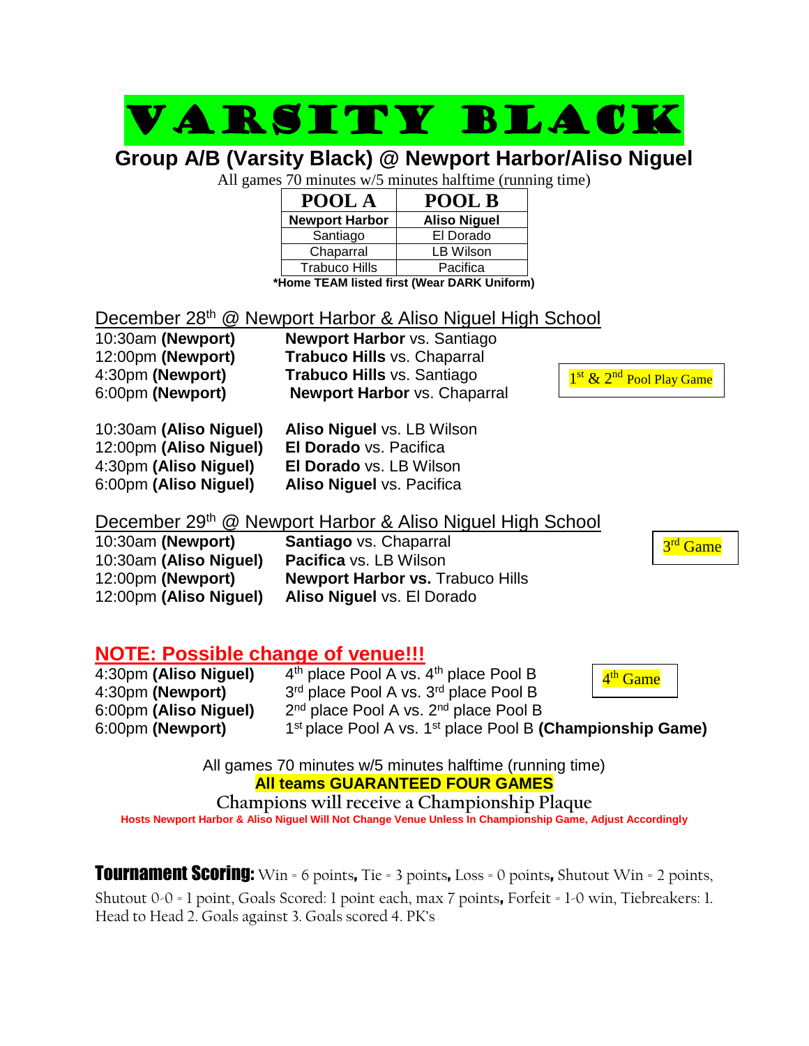# VARSITY BLACK

## Group A/B (Varsity Black) @ Newport Harbor/Aliso Niguel

All games 70 minutes w/5 minutes halftime (running time)

| POOL A | POOL B |
|---|---|
| **Newport Harbor** | **Aliso Niguel** |
| Santiago | El Dorado |
| Chaparral | LB Wilson |
| Trabuco Hills | Pacifica |

***Home TEAM listed first (Wear DARK Uniform)**

### December 28th @ Newport Harbor & Aliso Niguel High School

1st & 2nd Pool Play Game

10:30am **(Newport)** — **Newport Harbor** vs. Santiago
12:00pm **(Newport)** — **Trabuco Hills** vs. Chaparral
4:30pm **(Newport)** — **Trabuco Hills** vs. Santiago
6:00pm **(Newport)** — **Newport Harbor** vs. Chaparral

10:30am **(Aliso Niguel)** — **Aliso Niguel** vs. LB Wilson
12:00pm **(Aliso Niguel)** — **El Dorado** vs. Pacifica
4:30pm **(Aliso Niguel)** — **El Dorado** vs. LB Wilson
6:00pm **(Aliso Niguel)** — **Aliso Niguel** vs. Pacifica

### December 29th @ Newport Harbor & Aliso Niguel High School

3rd Game

10:30am **(Newport)** — **Santiago** vs. Chaparral
10:30am **(Aliso Niguel)** — **Pacifica** vs. LB Wilson
12:00pm **(Newport)** — **Newport Harbor vs.** Trabuco Hills
12:00pm **(Aliso Niguel)** — **Aliso Niguel** vs. El Dorado

### NOTE: Possible change of venue!!!

4th Game

4:30pm **(Aliso Niguel)** — 4th place Pool A vs. 4th place Pool B
4:30pm **(Newport)** — 3rd place Pool A vs. 3rd place Pool B
6:00pm **(Aliso Niguel)** — 2nd place Pool A vs. 2nd place Pool B
6:00pm **(Newport)** — 1st place Pool A vs. 1st place Pool B **(Championship Game)**

All games 70 minutes w/5 minutes halftime (running time)

**All teams GUARANTEED FOUR GAMES**

Champions will receive a Championship Plaque

**Hosts Newport Harbor & Aliso Niguel Will Not Change Venue Unless In Championship Game, Adjust Accordingly**

**Tournament Scoring:** Win = 6 points, Tie = 3 points, Loss = 0 points, Shutout Win = 2 points, Shutout 0-0 = 1 point, Goals Scored: 1 point each, max 7 points, Forfeit = 1-0 win, Tiebreakers: 1. Head to Head 2. Goals against 3. Goals scored 4. PK's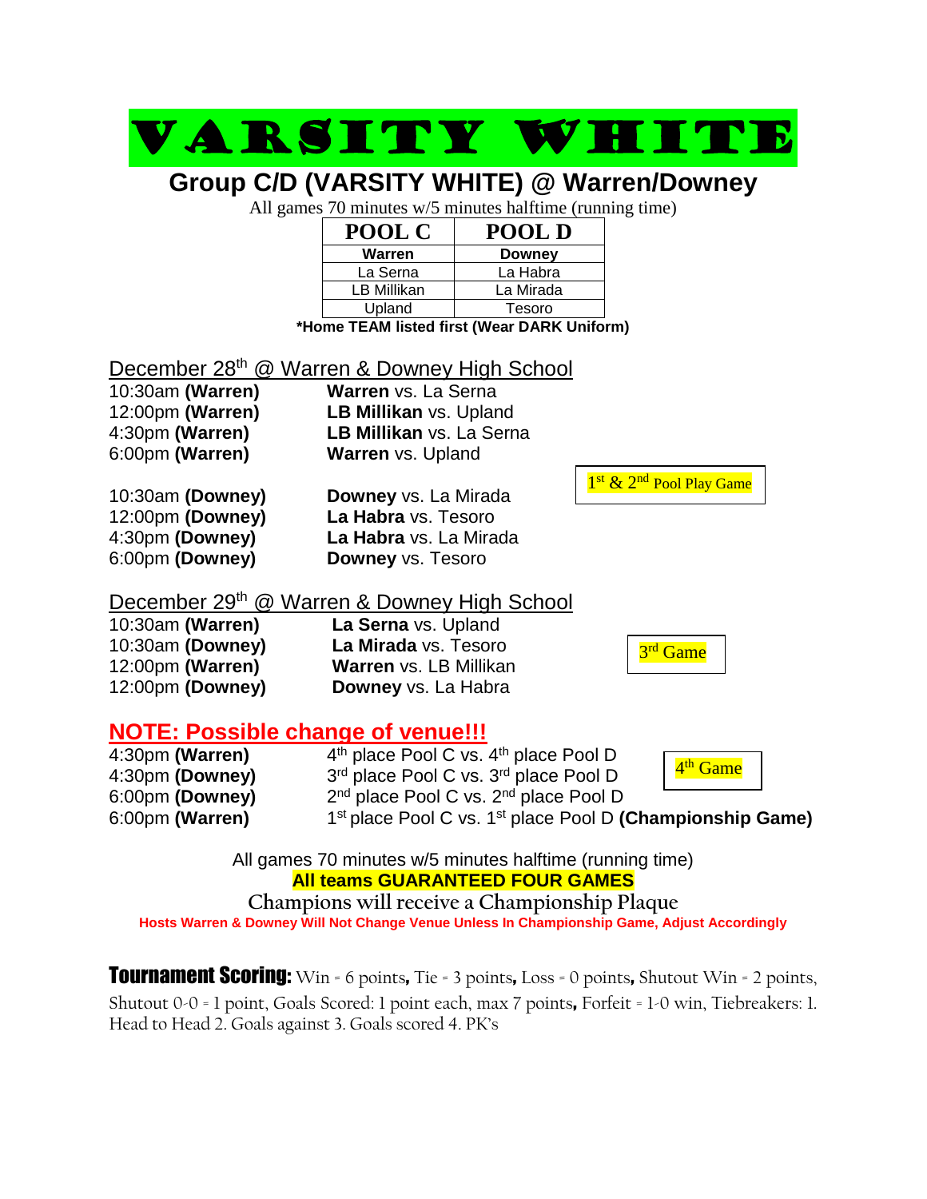# VARSITY WHITE

## Group C/D (VARSITY WHITE) @ Warren/Downey

All games 70 minutes w/5 minutes halftime (running time)

| POOL C | POOL D |
|---|---|
| **Warren** | **Downey** |
| La Serna | La Habra |
| LB Millikan | La Mirada |
| Upland | Tesoro |

**\*Home TEAM listed first (Wear DARK Uniform)**

### December 28th @ Warren & Downey High School

1st & 2nd Pool Play Game

| | |
|---|---|
| 10:30am **(Warren)** | **Warren** vs. La Serna |
| 12:00pm **(Warren)** | **LB Millikan** vs. Upland |
| 4:30pm **(Warren)** | **LB Millikan** vs. La Serna |
| 6:00pm **(Warren)** | **Warren** vs. Upland |
| 10:30am **(Downey)** | **Downey** vs. La Mirada |
| 12:00pm **(Downey)** | **La Habra** vs. Tesoro |
| 4:30pm **(Downey)** | **La Habra** vs. La Mirada |
| 6:00pm **(Downey)** | **Downey** vs. Tesoro |

### December 29th @ Warren & Downey High School

3rd Game

| | |
|---|---|
| 10:30am **(Warren)** | **La Serna** vs. Upland |
| 10:30am **(Downey)** | **La Mirada** vs. Tesoro |
| 12:00pm **(Warren)** | **Warren** vs. LB Millikan |
| 12:00pm **(Downey)** | **Downey** vs. La Habra |

**NOTE: Possible change of venue!!!**

4th Game

| | |
|---|---|
| 4:30pm **(Warren)** | 4th place Pool C vs. 4th place Pool D |
| 4:30pm **(Downey)** | 3rd place Pool C vs. 3rd place Pool D |
| 6:00pm **(Downey)** | 2nd place Pool C vs. 2nd place Pool D |
| 6:00pm **(Warren)** | 1st place Pool C vs. 1st place Pool D **(Championship Game)** |

All games 70 minutes w/5 minutes halftime (running time)

**All teams GUARANTEED FOUR GAMES**

Champions will receive a Championship Plaque

**Hosts Warren & Downey Will Not Change Venue Unless In Championship Game, Adjust Accordingly**

**Tournament Scoring:** Win = 6 points, Tie = 3 points, Loss = 0 points, Shutout Win = 2 points, Shutout 0-0 = 1 point, Goals Scored: 1 point each, max 7 points, Forfeit = 1-0 win, Tiebreakers: 1. Head to Head 2. Goals against 3. Goals scored 4. PK's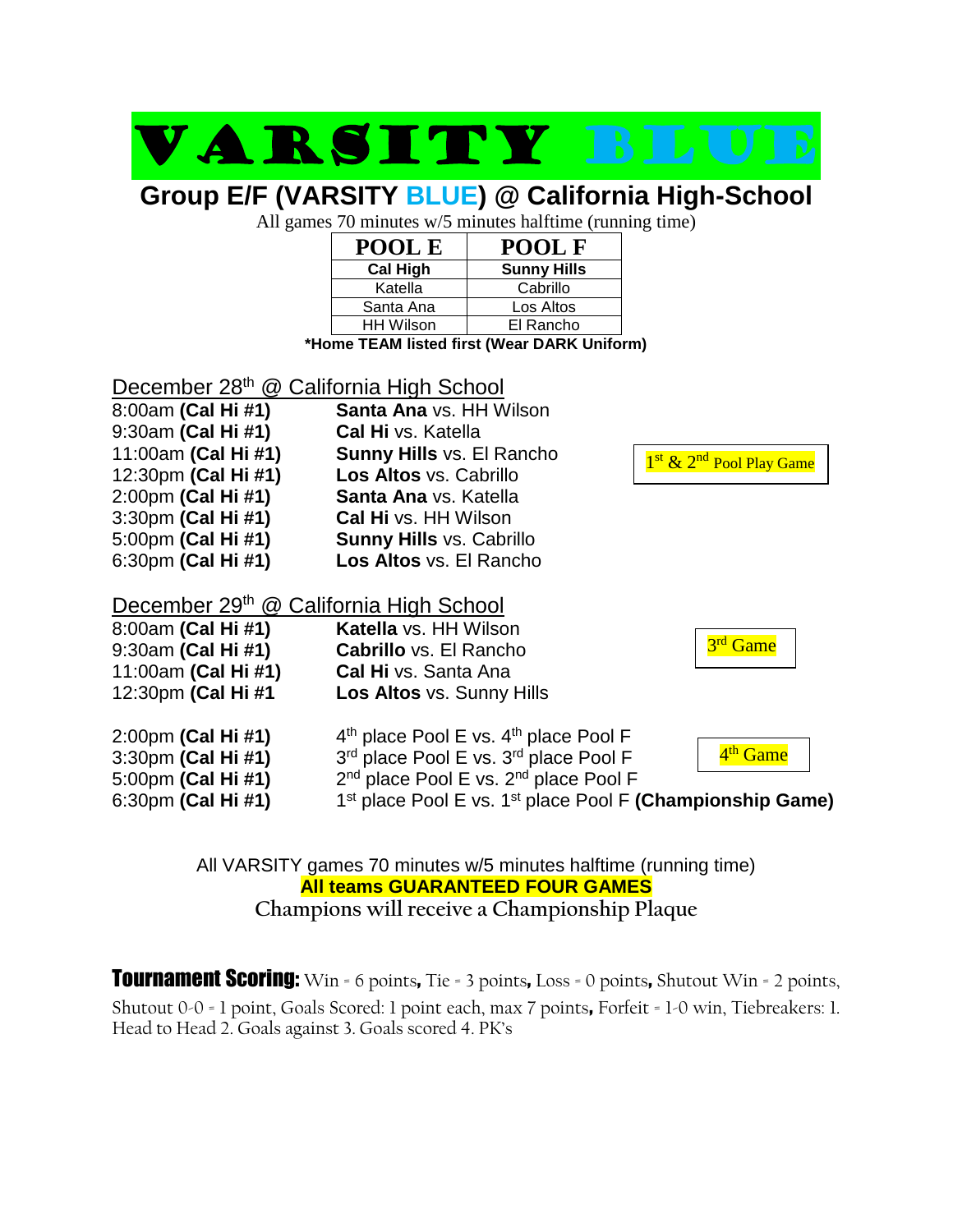# VARSITY BLUE

## Group E/F (VARSITY BLUE) @ California High-School

All games 70 minutes w/5 minutes halftime (running time)

| POOL E | POOL F |
|---|---|
| **Cal High** | **Sunny Hills** |
| Katella | Cabrillo |
| Santa Ana | Los Altos |
| HH Wilson | El Rancho |

**\*Home TEAM listed first (Wear DARK Uniform)**

December 28th @ California High School

8:00am **(Cal Hi #1)** **Santa Ana** vs. HH Wilson
9:30am **(Cal Hi #1)** **Cal Hi** vs. Katella
11:00am **(Cal Hi #1)** **Sunny Hills** vs. El Rancho
12:30pm **(Cal Hi #1)** **Los Altos** vs. Cabrillo
2:00pm **(Cal Hi #1)** **Santa Ana** vs. Katella
3:30pm **(Cal Hi #1)** **Cal Hi** vs. HH Wilson
5:00pm **(Cal Hi #1)** **Sunny Hills** vs. Cabrillo
6:30pm **(Cal Hi #1)** **Los Altos** vs. El Rancho

1st & 2nd Pool Play Game

December 29th @ California High School

8:00am **(Cal Hi #1)** **Katella** vs. HH Wilson
9:30am **(Cal Hi #1)** **Cabrillo** vs. El Rancho
11:00am **(Cal Hi #1)** **Cal Hi** vs. Santa Ana
12:30pm **(Cal Hi #1** **Los Altos** vs. Sunny Hills

3rd Game

2:00pm **(Cal Hi #1)** 4th place Pool E vs. 4th place Pool F
3:30pm **(Cal Hi #1)** 3rd place Pool E vs. 3rd place Pool F
5:00pm **(Cal Hi #1)** 2nd place Pool E vs. 2nd place Pool F
6:30pm **(Cal Hi #1)** 1st place Pool E vs. 1st place Pool F **(Championship Game)**

4th Game

All VARSITY games 70 minutes w/5 minutes halftime (running time)
**All teams GUARANTEED FOUR GAMES**
Champions will receive a Championship Plaque

**Tournament Scoring:** Win = 6 points, Tie = 3 points, Loss = 0 points, Shutout Win = 2 points, Shutout 0-0 = 1 point, Goals Scored: 1 point each, max 7 points, Forfeit = 1-0 win, Tiebreakers: 1. Head to Head 2. Goals against 3. Goals scored 4. PK's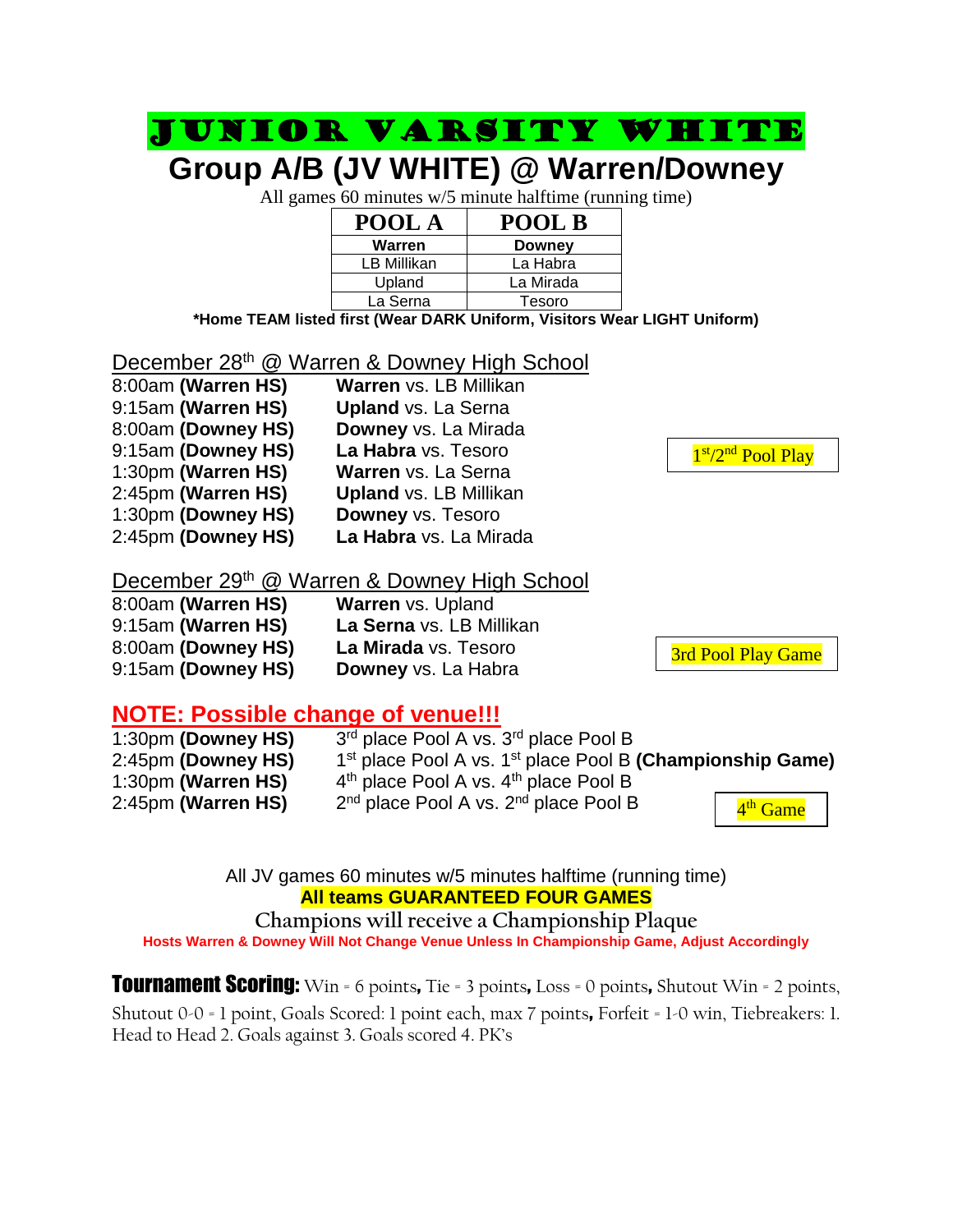# JUNIOR VARSITY WHITE

## Group A/B (JV WHITE) @ Warren/Downey

All games 60 minutes w/5 minute halftime (running time)

| POOL A | POOL B |
|---|---|
| **Warren** | **Downey** |
| LB Millikan | La Habra |
| Upland | La Mirada |
| La Serna | Tesoro |

**\*Home TEAM listed first (Wear DARK Uniform, Visitors Wear LIGHT Uniform)**

### December 28th @ Warren & Downey High School

1st/2nd Pool Play

8:00am **(Warren HS)** — **Warren** vs. LB Millikan
9:15am **(Warren HS)** — **Upland** vs. La Serna
8:00am **(Downey HS)** — **Downey** vs. La Mirada
9:15am **(Downey HS)** — **La Habra** vs. Tesoro
1:30pm **(Warren HS)** — **Warren** vs. La Serna
2:45pm **(Warren HS)** — **Upland** vs. LB Millikan
1:30pm **(Downey HS)** — **Downey** vs. Tesoro
2:45pm **(Downey HS)** — **La Habra** vs. La Mirada

### December 29th @ Warren & Downey High School

3rd Pool Play Game

8:00am **(Warren HS)** — **Warren** vs. Upland
9:15am **(Warren HS)** — **La Serna** vs. LB Millikan
8:00am **(Downey HS)** — **La Mirada** vs. Tesoro
9:15am **(Downey HS)** — **Downey** vs. La Habra

### NOTE: Possible change of venue!!!

4th Game

1:30pm **(Downey HS)** — 3rd place Pool A vs. 3rd place Pool B
2:45pm **(Downey HS)** — 1st place Pool A vs. 1st place Pool B **(Championship Game)**
1:30pm **(Warren HS)** — 4th place Pool A vs. 4th place Pool B
2:45pm **(Warren HS)** — 2nd place Pool A vs. 2nd place Pool B

All JV games 60 minutes w/5 minutes halftime (running time)

**All teams GUARANTEED FOUR GAMES**

Champions will receive a Championship Plaque

**Hosts Warren & Downey Will Not Change Venue Unless In Championship Game, Adjust Accordingly**

**Tournament Scoring:** Win = 6 points, Tie = 3 points, Loss = 0 points, Shutout Win = 2 points, Shutout 0-0 = 1 point, Goals Scored: 1 point each, max 7 points, Forfeit = 1-0 win, Tiebreakers: 1. Head to Head 2. Goals against 3. Goals scored 4. PK's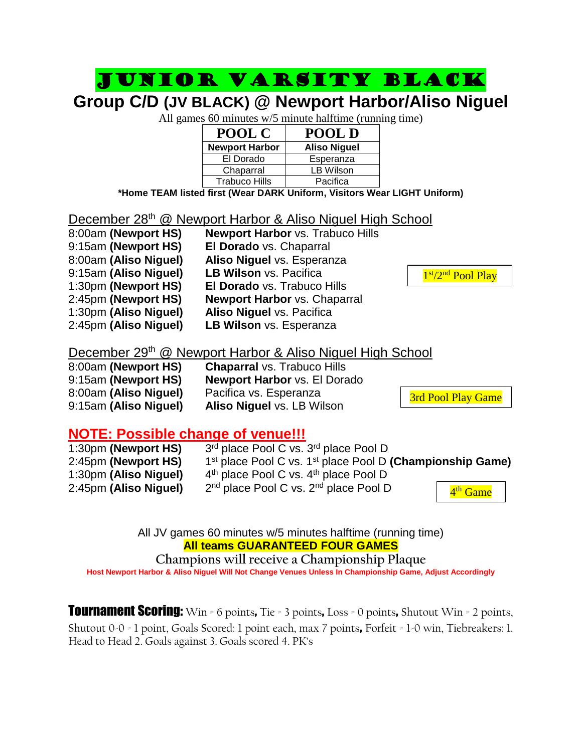# JUNIOR VARSITY BLACK

## Group C/D (JV BLACK) @ Newport Harbor/Aliso Niguel

All games 60 minutes w/5 minute halftime (running time)

| POOL C | POOL D |
|---|---|
| **Newport Harbor** | **Aliso Niguel** |
| El Dorado | Esperanza |
| Chaparral | LB Wilson |
| Trabuco Hills | Pacifica |

***Home TEAM listed first (Wear DARK Uniform, Visitors Wear LIGHT Uniform)**

### December 28th @ Newport Harbor & Aliso Niguel High School

1st/2nd Pool Play

8:00am **(Newport HS)** **Newport Harbor** vs. Trabuco Hills
9:15am **(Newport HS)** **El Dorado** vs. Chaparral
8:00am **(Aliso Niguel)** **Aliso Niguel** vs. Esperanza
9:15am **(Aliso Niguel)** **LB Wilson** vs. Pacifica
1:30pm **(Newport HS)** **El Dorado** vs. Trabuco Hills
2:45pm **(Newport HS)** **Newport Harbor** vs. Chaparral
1:30pm **(Aliso Niguel)** **Aliso Niguel** vs. Pacifica
2:45pm **(Aliso Niguel)** **LB Wilson** vs. Esperanza

### December 29th @ Newport Harbor & Aliso Niguel High School

3rd Pool Play Game

8:00am **(Newport HS)** **Chaparral** vs. Trabuco Hills
9:15am **(Newport HS)** **Newport Harbor** vs. El Dorado
8:00am **(Aliso Niguel)** Pacifica vs. Esperanza
9:15am **(Aliso Niguel)** **Aliso Niguel** vs. LB Wilson

### NOTE: Possible change of venue!!!

1:30pm **(Newport HS)** 3rd place Pool C vs. 3rd place Pool D
2:45pm **(Newport HS)** 1st place Pool C vs. 1st place Pool D **(Championship Game)**
1:30pm **(Aliso Niguel)** 4th place Pool C vs. 4th place Pool D
2:45pm **(Aliso Niguel)** 2nd place Pool C vs. 2nd place Pool D

4th Game

All JV games 60 minutes w/5 minutes halftime (running time)

**All teams GUARANTEED FOUR GAMES**

Champions will receive a Championship Plaque

**Host Newport Harbor & Aliso Niguel Will Not Change Venues Unless In Championship Game, Adjust Accordingly**

**Tournament Scoring:** Win = 6 points, Tie = 3 points, Loss = 0 points, Shutout Win = 2 points, Shutout 0-0 = 1 point, Goals Scored: 1 point each, max 7 points, Forfeit = 1-0 win, Tiebreakers: 1. Head to Head 2. Goals against 3. Goals scored 4. PK's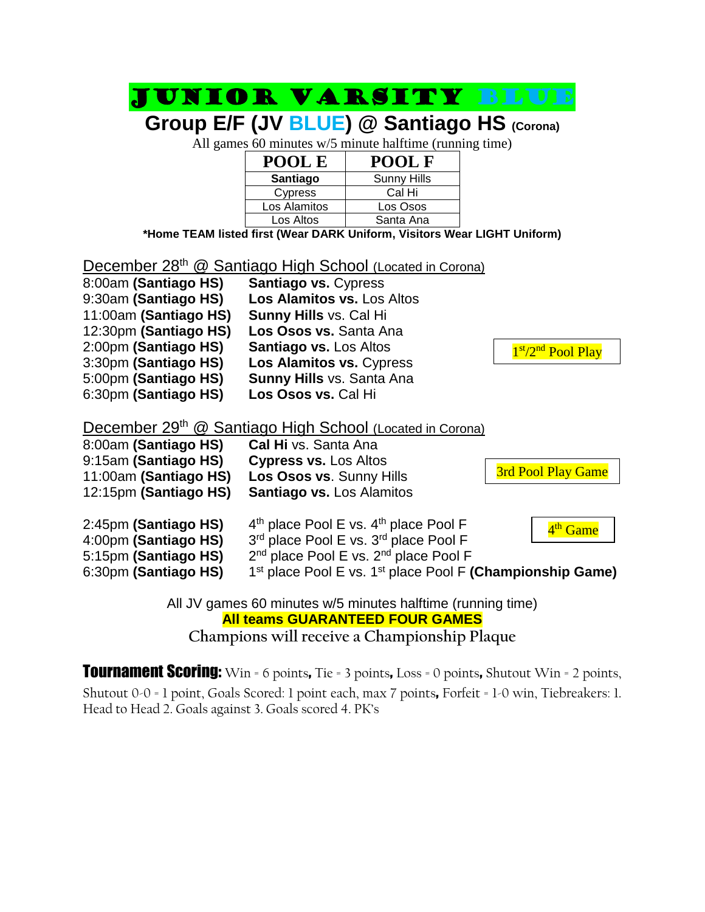# JUNIOR VARSITY BLUE

## Group E/F (JV BLUE) @ Santiago HS (Corona)

All games 60 minutes w/5 minute halftime (running time)

| POOL E | POOL F |
|---|---|
| **Santiago** | Sunny Hills |
| Cypress | Cal Hi |
| Los Alamitos | Los Osos |
| Los Altos | Santa Ana |

**\*Home TEAM listed first (Wear DARK Uniform, Visitors Wear LIGHT Uniform)**

### December 28th @ Santiago High School (Located in Corona)

1st/2nd Pool Play

| Time | Game |
|---|---|
| 8:00am **(Santiago HS)** | **Santiago vs.** Cypress |
| 9:30am **(Santiago HS)** | **Los Alamitos vs.** Los Altos |
| 11:00am **(Santiago HS)** | **Sunny Hills** vs. Cal Hi |
| 12:30pm **(Santiago HS)** | **Los Osos vs.** Santa Ana |
| 2:00pm **(Santiago HS)** | **Santiago vs.** Los Altos |
| 3:30pm **(Santiago HS)** | **Los Alamitos vs.** Cypress |
| 5:00pm **(Santiago HS)** | **Sunny Hills** vs. Santa Ana |
| 6:30pm **(Santiago HS)** | **Los Osos vs.** Cal Hi |

### December 29th @ Santiago High School (Located in Corona)

3rd Pool Play Game

| Time | Game |
|---|---|
| 8:00am **(Santiago HS)** | **Cal Hi** vs. Santa Ana |
| 9:15am **(Santiago HS)** | **Cypress vs.** Los Altos |
| 11:00am **(Santiago HS)** | **Los Osos vs**. Sunny Hills |
| 12:15pm **(Santiago HS)** | **Santiago vs.** Los Alamitos |

4th Game

| Time | Game |
|---|---|
| 2:45pm **(Santiago HS)** | 4th place Pool E vs. 4th place Pool F |
| 4:00pm **(Santiago HS)** | 3rd place Pool E vs. 3rd place Pool F |
| 5:15pm **(Santiago HS)** | 2nd place Pool E vs. 2nd place Pool F |
| 6:30pm **(Santiago HS)** | 1st place Pool E vs. 1st place Pool F **(Championship Game)** |

All JV games 60 minutes w/5 minutes halftime (running time)

**All teams GUARANTEED FOUR GAMES**

Champions will receive a Championship Plaque

**Tournament Scoring:** Win = 6 points, Tie = 3 points, Loss = 0 points, Shutout Win = 2 points, Shutout 0-0 = 1 point, Goals Scored: 1 point each, max 7 points, Forfeit = 1-0 win, Tiebreakers: 1. Head to Head 2. Goals against 3. Goals scored 4. PK's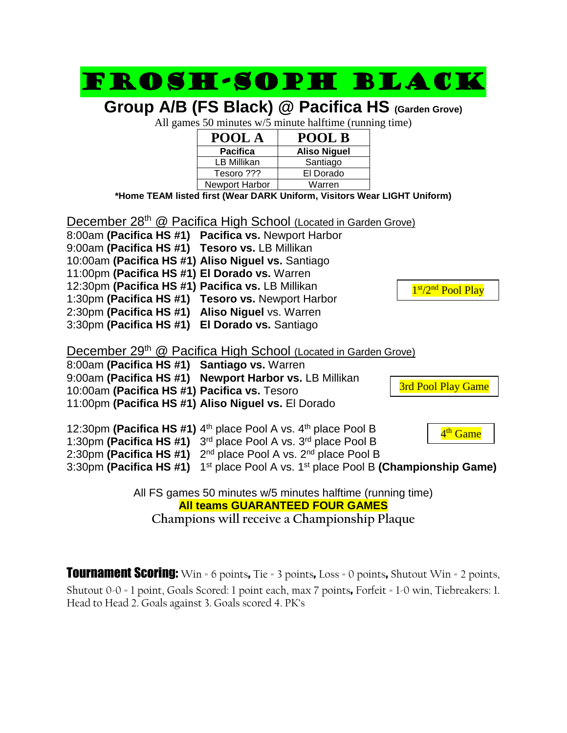# FROSH-SOPH BLACK

## Group A/B (FS Black) @ Pacifica HS (Garden Grove)

All games 50 minutes w/5 minute halftime (running time)

| POOL A | POOL B |
|---|---|
| **Pacifica** | **Aliso Niguel** |
| LB Millikan | Santiago |
| Tesoro ??? | El Dorado |
| Newport Harbor | Warren |

***Home TEAM listed first (Wear DARK Uniform, Visitors Wear LIGHT Uniform)**

December 28th @ Pacifica High School (Located in Garden Grove)

8:00am **(Pacifica HS #1)** **Pacifica vs.** Newport Harbor
9:00am **(Pacifica HS #1)** **Tesoro vs.** LB Millikan
10:00am **(Pacifica HS #1)** **Aliso Niguel vs.** Santiago
11:00pm **(Pacifica HS #1)** **El Dorado vs.** Warren
12:30pm **(Pacifica HS #1)** **Pacifica vs.** LB Millikan
1:30pm **(Pacifica HS #1)** **Tesoro vs.** Newport Harbor
2:30pm **(Pacifica HS #1)** **Aliso Niguel** vs. Warren
3:30pm **(Pacifica HS #1)** **El Dorado vs.** Santiago

1st/2nd Pool Play

December 29th @ Pacifica High School (Located in Garden Grove)

8:00am **(Pacifica HS #1)** **Santiago vs.** Warren
9:00am **(Pacifica HS #1)** **Newport Harbor vs.** LB Millikan
10:00am **(Pacifica HS #1)** **Pacifica vs.** Tesoro
11:00pm **(Pacifica HS #1)** **Aliso Niguel vs.** El Dorado

3rd Pool Play Game

12:30pm **(Pacifica HS #1)** 4th place Pool A vs. 4th place Pool B
1:30pm **(Pacifica HS #1)** 3rd place Pool A vs. 3rd place Pool B
2:30pm **(Pacifica HS #1)** 2nd place Pool A vs. 2nd place Pool B
3:30pm **(Pacifica HS #1)** 1st place Pool A vs. 1st place Pool B **(Championship Game)**

4th Game

All FS games 50 minutes w/5 minutes halftime (running time)

**All teams GUARANTEED FOUR GAMES**

Champions will receive a Championship Plaque

**Tournament Scoring:** Win = 6 points, Tie = 3 points, Loss = 0 points, Shutout Win = 2 points, Shutout 0-0 = 1 point, Goals Scored: 1 point each, max 7 points, Forfeit = 1-0 win, Tiebreakers: 1. Head to Head 2. Goals against 3. Goals scored 4. PK's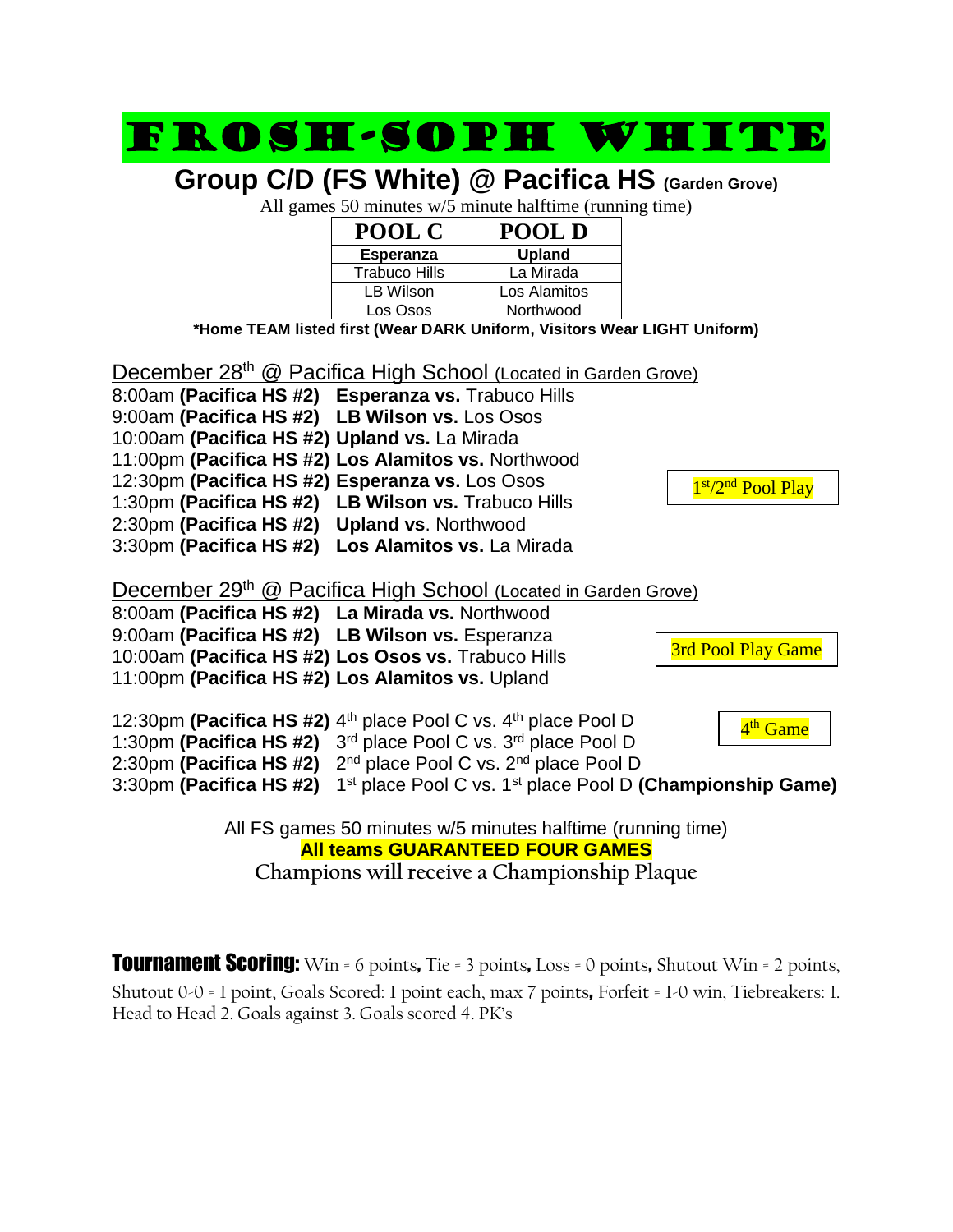# FROSH-SOPH WHITE

## Group C/D (FS White) @ Pacifica HS (Garden Grove)

All games 50 minutes w/5 minute halftime (running time)

| POOL C | POOL D |
|---|---|
| **Esperanza** | **Upland** |
| Trabuco Hills | La Mirada |
| LB Wilson | Los Alamitos |
| Los Osos | Northwood |

**\*Home TEAM listed first (Wear DARK Uniform, Visitors Wear LIGHT Uniform)**

December 28th @ Pacifica High School (Located in Garden Grove)

8:00am **(Pacifica HS #2)** **Esperanza vs.** Trabuco Hills
9:00am **(Pacifica HS #2)** **LB Wilson vs.** Los Osos
10:00am **(Pacifica HS #2)** **Upland vs.** La Mirada
11:00pm **(Pacifica HS #2)** **Los Alamitos vs.** Northwood
12:30pm **(Pacifica HS #2)** **Esperanza vs.** Los Osos
1:30pm **(Pacifica HS #2)** **LB Wilson vs.** Trabuco Hills
2:30pm **(Pacifica HS #2)** **Upland vs**. Northwood
3:30pm **(Pacifica HS #2)** **Los Alamitos vs.** La Mirada

1st/2nd Pool Play

December 29th @ Pacifica High School (Located in Garden Grove)

8:00am **(Pacifica HS #2)** **La Mirada vs.** Northwood
9:00am **(Pacifica HS #2)** **LB Wilson vs.** Esperanza
10:00am **(Pacifica HS #2)** **Los Osos vs.** Trabuco Hills
11:00pm **(Pacifica HS #2)** **Los Alamitos vs.** Upland

3rd Pool Play Game

12:30pm **(Pacifica HS #2)** 4th place Pool C vs. 4th place Pool D
1:30pm **(Pacifica HS #2)** 3rd place Pool C vs. 3rd place Pool D
2:30pm **(Pacifica HS #2)** 2nd place Pool C vs. 2nd place Pool D
3:30pm **(Pacifica HS #2)** 1st place Pool C vs. 1st place Pool D **(Championship Game)**

4th Game

All FS games 50 minutes w/5 minutes halftime (running time)

**All teams GUARANTEED FOUR GAMES**

Champions will receive a Championship Plaque

**Tournament Scoring:** Win = 6 points, Tie = 3 points, Loss = 0 points, Shutout Win = 2 points, Shutout 0-0 = 1 point, Goals Scored: 1 point each, max 7 points, Forfeit = 1-0 win, Tiebreakers: 1. Head to Head 2. Goals against 3. Goals scored 4. PK's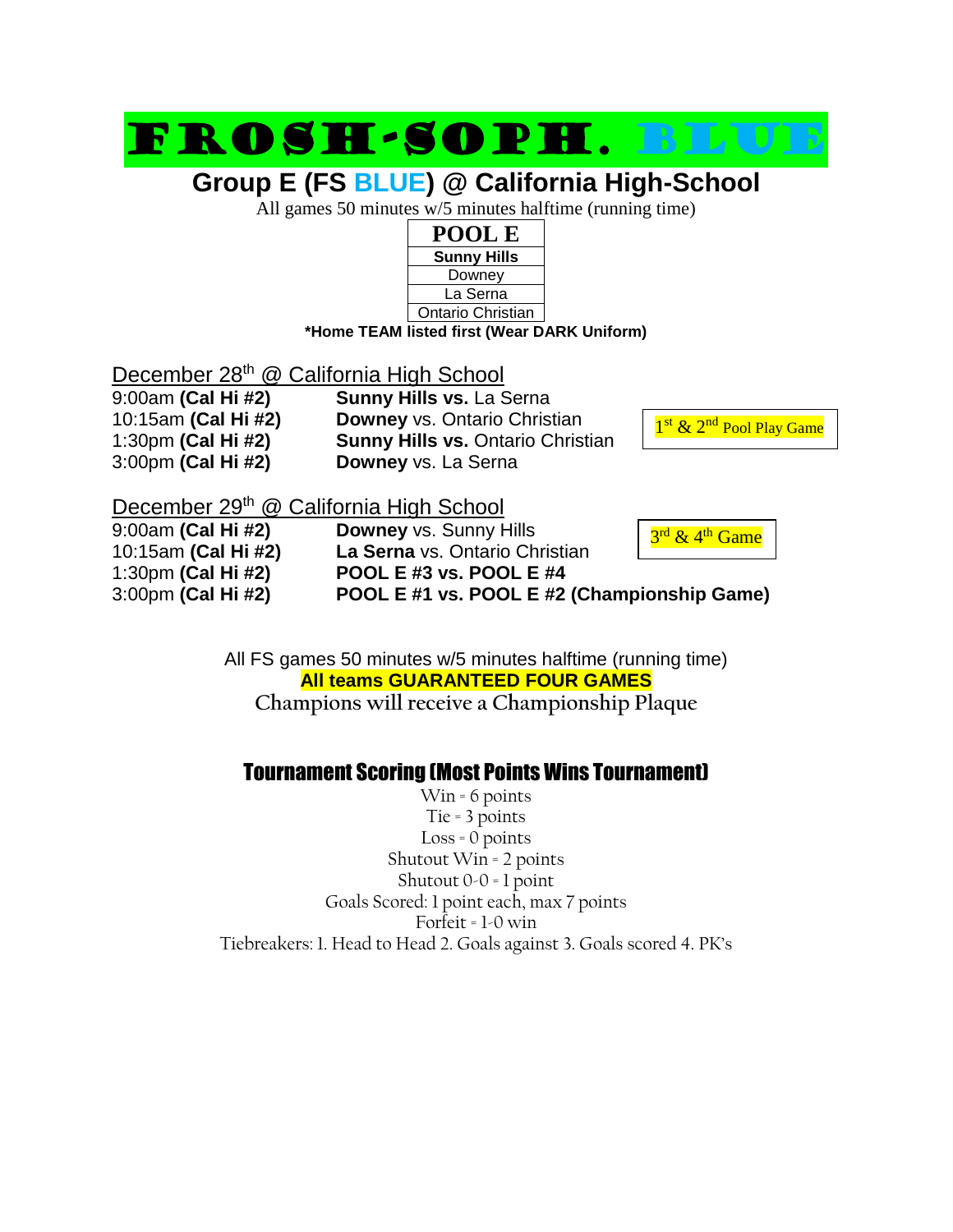# FROSH-SOPH. BLUE

## Group E (FS BLUE) @ California High-School

All games 50 minutes w/5 minutes halftime (running time)

| POOL E |
|---|
| **Sunny Hills** |
| Downey |
| La Serna |
| Ontario Christian |

**\*Home TEAM listed first (Wear DARK Uniform)**

### December 28th @ California High School

1st & 2nd Pool Play Game

| Time | Match |
|---|---|
| 9:00am **(Cal Hi #2)** | **Sunny Hills vs.** La Serna |
| 10:15am **(Cal Hi #2)** | **Downey** vs. Ontario Christian |
| 1:30pm **(Cal Hi #2)** | **Sunny Hills vs.** Ontario Christian |
| 3:00pm **(Cal Hi #2)** | **Downey** vs. La Serna |

### December 29th @ California High School

3rd & 4th Game

| Time | Match |
|---|---|
| 9:00am **(Cal Hi #2)** | **Downey** vs. Sunny Hills |
| 10:15am **(Cal Hi #2)** | **La Serna** vs. Ontario Christian |
| 1:30pm **(Cal Hi #2)** | **POOL E #3 vs. POOL E #4** |
| 3:00pm **(Cal Hi #2)** | **POOL E #1 vs. POOL E #2 (Championship Game)** |

All FS games 50 minutes w/5 minutes halftime (running time)

**All teams GUARANTEED FOUR GAMES**

Champions will receive a Championship Plaque

## Tournament Scoring (Most Points Wins Tournament)

Win = 6 points
Tie = 3 points
Loss = 0 points
Shutout Win = 2 points
Shutout 0-0 = 1 point
Goals Scored: 1 point each, max 7 points
Forfeit = 1-0 win
Tiebreakers: 1. Head to Head 2. Goals against 3. Goals scored 4. PK's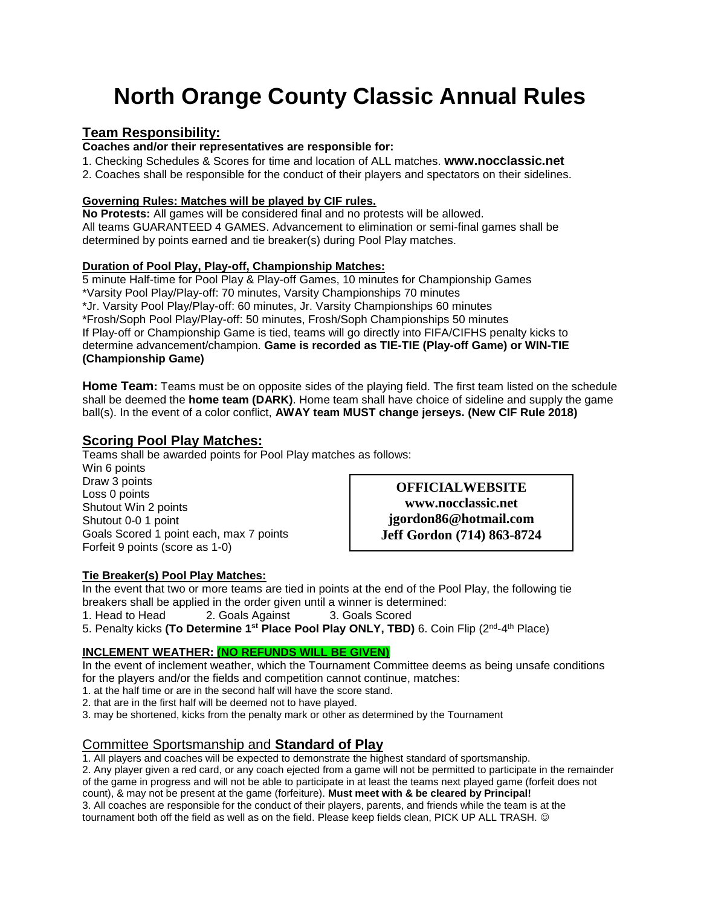# North Orange County Classic Annual Rules

## Team Responsibility:

**Coaches and/or their representatives are responsible for:**

1. Checking Schedules & Scores for time and location of ALL matches. **www.nocclassic.net**
2. Coaches shall be responsible for the conduct of their players and spectators on their sidelines.

**Governing Rules: Matches will be played by CIF rules.**

**No Protests:** All games will be considered final and no protests will be allowed.
All teams GUARANTEED 4 GAMES. Advancement to elimination or semi-final games shall be determined by points earned and tie breaker(s) during Pool Play matches.

**Duration of Pool Play, Play-off, Championship Matches:**

5 minute Half-time for Pool Play & Play-off Games, 10 minutes for Championship Games
*Varsity Pool Play/Play-off: 70 minutes, Varsity Championships 70 minutes
*Jr. Varsity Pool Play/Play-off: 60 minutes, Jr. Varsity Championships 60 minutes
*Frosh/Soph Pool Play/Play-off: 50 minutes, Frosh/Soph Championships 50 minutes
If Play-off or Championship Game is tied, teams will go directly into FIFA/CIFHS penalty kicks to determine advancement/champion. **Game is recorded as TIE-TIE (Play-off Game) or WIN-TIE (Championship Game)**

**Home Team:** Teams must be on opposite sides of the playing field. The first team listed on the schedule shall be deemed the **home team (DARK)**. Home team shall have choice of sideline and supply the game ball(s). In the event of a color conflict, **AWAY team MUST change jerseys. (New CIF Rule 2018)**

## Scoring Pool Play Matches:

Teams shall be awarded points for Pool Play matches as follows:
Win 6 points
Draw 3 points
Loss 0 points
Shutout Win 2 points
Shutout 0-0 1 point
Goals Scored 1 point each, max 7 points
Forfeit 9 points (score as 1-0)

**OFFICIALWEBSITE**
**www.nocclassic.net**
**jgordon86@hotmail.com**
**Jeff Gordon (714) 863-8724**

**Tie Breaker(s) Pool Play Matches:**

In the event that two or more teams are tied in points at the end of the Pool Play, the following tie breakers shall be applied in the order given until a winner is determined:
1. Head to Head 2. Goals Against 3. Goals Scored
5. Penalty kicks **(To Determine 1st Place Pool Play ONLY, TBD)** 6. Coin Flip (2nd-4th Place)

**INCLEMENT WEATHER: (NO REFUNDS WILL BE GIVEN)**

In the event of inclement weather, which the Tournament Committee deems as being unsafe conditions for the players and/or the fields and competition cannot continue, matches:
1. at the half time or are in the second half will have the score stand.
2. that are in the first half will be deemed not to have played.
3. may be shortened, kicks from the penalty mark or other as determined by the Tournament

## Committee Sportsmanship and **Standard of Play**

1. All players and coaches will be expected to demonstrate the highest standard of sportsmanship.
2. Any player given a red card, or any coach ejected from a game will not be permitted to participate in the remainder of the game in progress and will not be able to participate in at least the teams next played game (forfeit does not count), & may not be present at the game (forfeiture). **Must meet with & be cleared by Principal!**
3. All coaches are responsible for the conduct of their players, parents, and friends while the team is at the tournament both off the field as well as on the field. Please keep fields clean, PICK UP ALL TRASH. ☺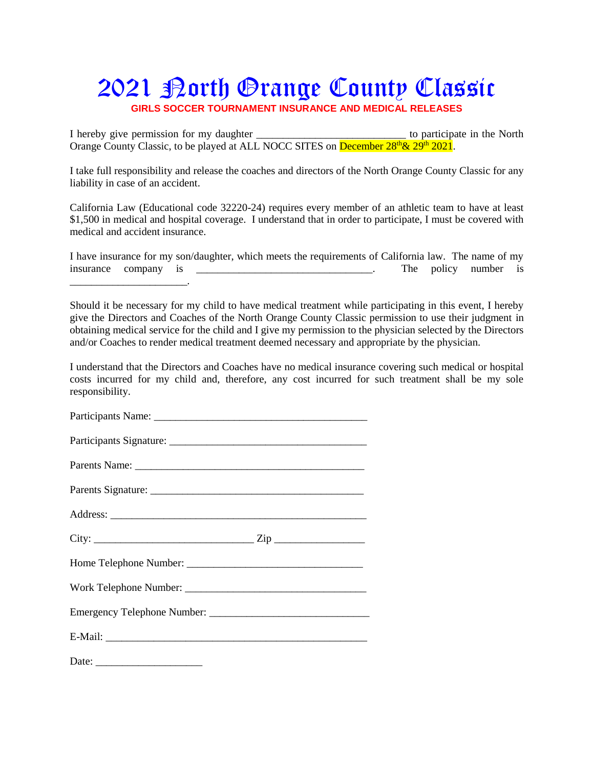# 2021 North Orange County Classic

**GIRLS SOCCER TOURNAMENT INSURANCE AND MEDICAL RELEASES**

I hereby give permission for my daughter ___________________________ to participate in the North Orange County Classic, to be played at ALL NOCC SITES on December 28th & 29th 2021.

I take full responsibility and release the coaches and directors of the North Orange County Classic for any liability in case of an accident.

California Law (Educational code 32220-24) requires every member of an athletic team to have at least $1,500 in medical and hospital coverage. I understand that in order to participate, I must be covered with medical and accident insurance.

I have insurance for my son/daughter, which meets the requirements of California law. The name of my insurance company is ________________________________. The policy number is _____________________.

Should it be necessary for my child to have medical treatment while participating in this event, I hereby give the Directors and Coaches of the North Orange County Classic permission to use their judgment in obtaining medical service for the child and I give my permission to the physician selected by the Directors and/or Coaches to render medical treatment deemed necessary and appropriate by the physician.

I understand that the Directors and Coaches have no medical insurance covering such medical or hospital costs incurred for my child and, therefore, any cost incurred for such treatment shall be my sole responsibility.

Participants Name: ______________________________________

Participants Signature: ___________________________________

Parents Name: _________________________________________

Parents Signature: ______________________________________

Address: ______________________________________________

City: _____________________________ Zip ________________

Home Telephone Number: ________________________________

Work Telephone Number: _________________________________

Emergency Telephone Number: _____________________________

E-Mail: ________________________________________________

Date: ___________________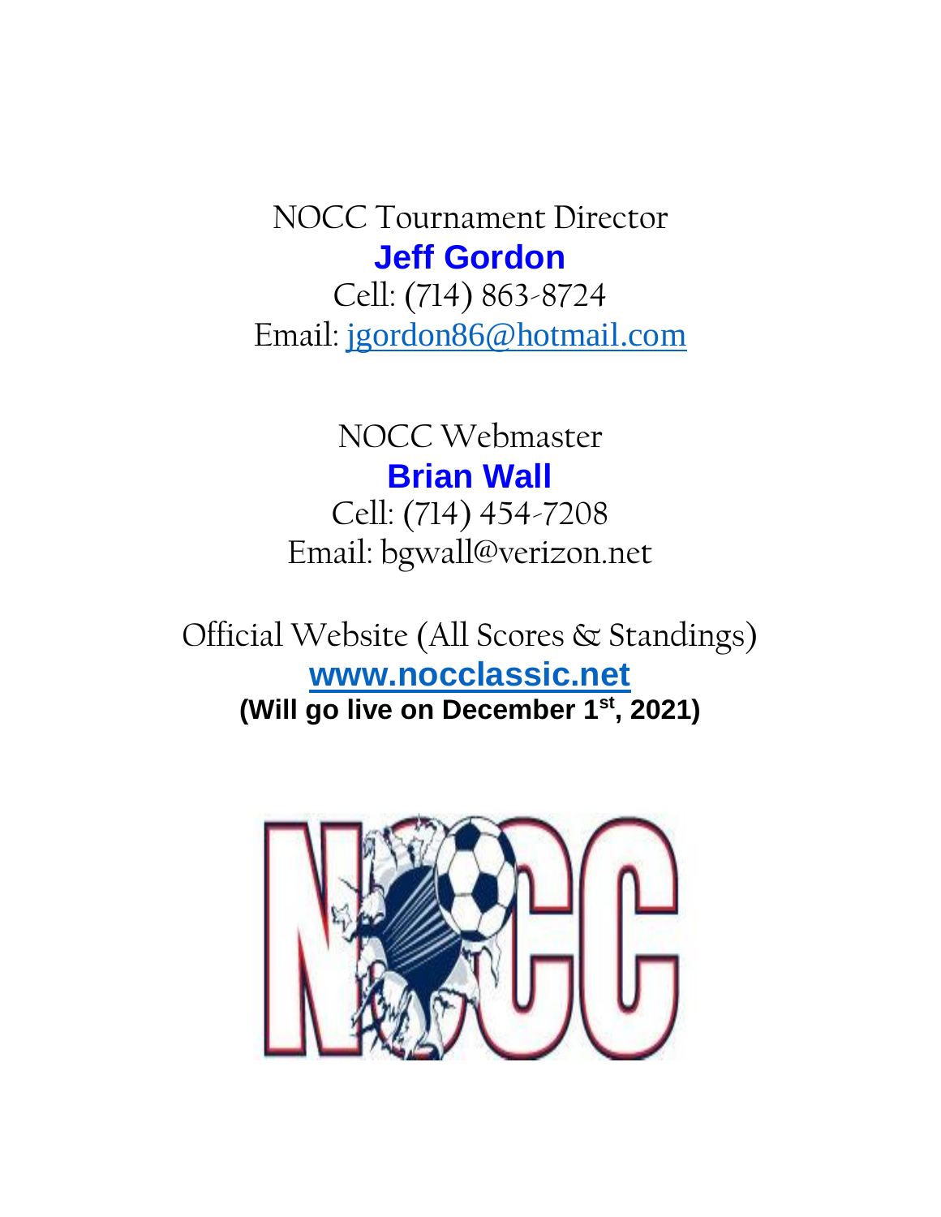NOCC Tournament Director

**Jeff Gordon**

Cell: (714) 863-8724

Email: jgordon86@hotmail.com

NOCC Webmaster

**Brian Wall**

Cell: (714) 454-7208

Email: bgwall@verizon.net

Official Website (All Scores & Standings)

**www.nocclassic.net**

**(Will go live on December 1st, 2021)**